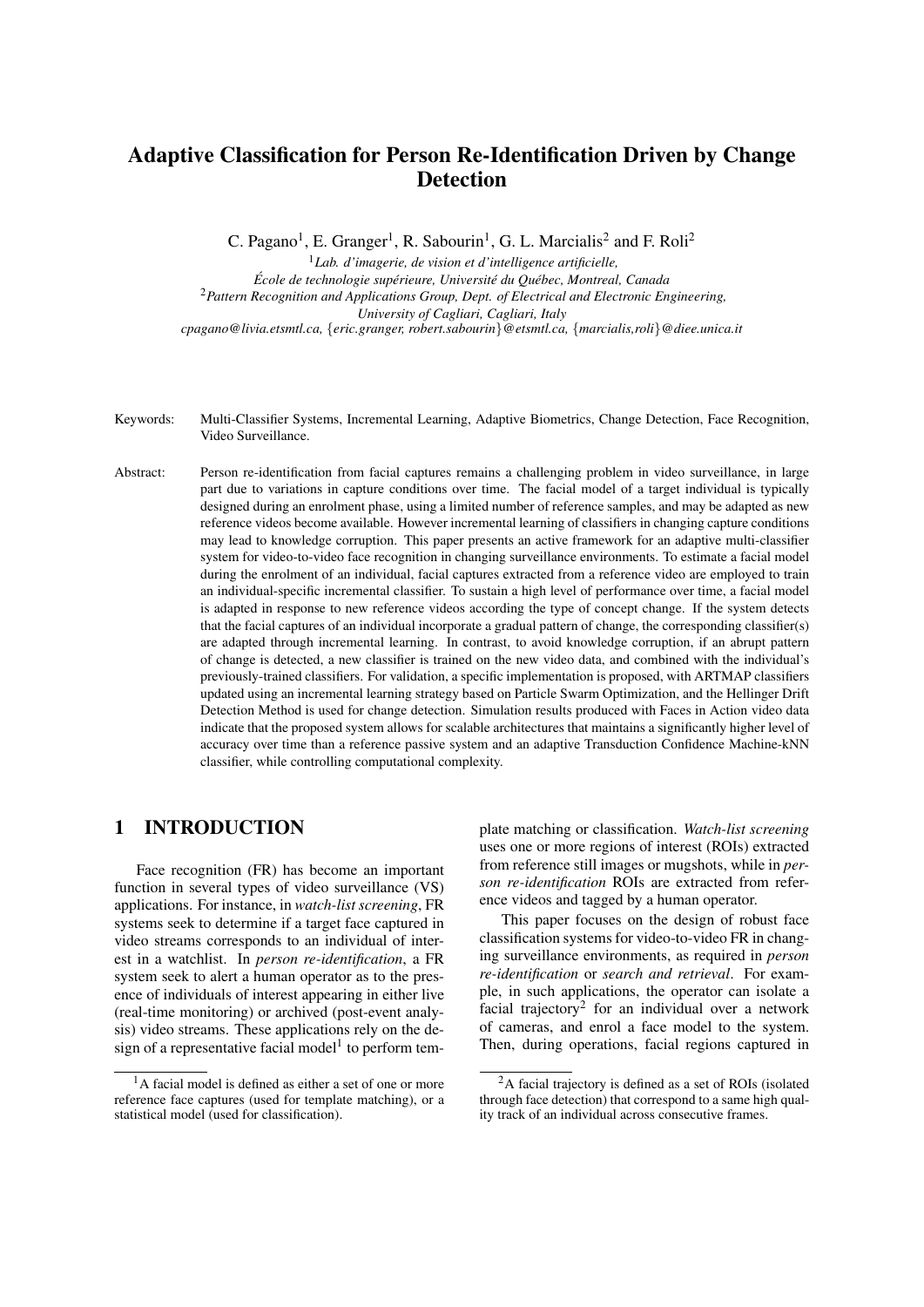# Adaptive Classification for Person Re-Identification Driven by Change Detection

C. Pagano[1], E. Granger[1], R. Sabourin[1], G. L. Marcialis[2] and F. Roli[2]

[1] *Lab. d'imagerie, de vision et d'intelligence artificielle, École de technologie supérieure, Université du Québec, Montreal, Canada*

[2] *Pattern Recognition and Applications Group, Dept. of Electrical and Electronic Engineering, University of Cagliari, Cagliari, Italy*

*cpagano@livia.etsmtl.ca, {eric.granger, robert.sabourin}@etsmtl.ca, {marcialis,roli}@diee.unica.it*

Keywords: Multi-Classifier Systems, Incremental Learning, Adaptive Biometrics, Change Detection, Face Recognition, Video Surveillance.

Abstract: Person re-identification from facial captures remains a challenging problem in video surveillance, in large part due to variations in capture conditions over time. The facial model of a target individual is typically designed during an enrolment phase, using a limited number of reference samples, and may be adapted as new reference videos become available. However incremental learning of classifiers in changing capture conditions may lead to knowledge corruption. This paper presents an active framework for an adaptive multi-classifier system for video-to-video face recognition in changing surveillance environments. To estimate a facial model during the enrolment of an individual, facial captures extracted from a reference video are employed to train an individual-specific incremental classifier. To sustain a high level of performance over time, a facial model is adapted in response to new reference videos according the type of concept change. If the system detects that the facial captures of an individual incorporate a gradual pattern of change, the corresponding classifier(s) are adapted through incremental learning. In contrast, to avoid knowledge corruption, if an abrupt pattern of change is detected, a new classifier is trained on the new video data, and combined with the individual's previously-trained classifiers. For validation, a specific implementation is proposed, with ARTMAP classifiers updated using an incremental learning strategy based on Particle Swarm Optimization, and the Hellinger Drift Detection Method is used for change detection. Simulation results produced with Faces in Action video data indicate that the proposed system allows for scalable architectures that maintains a significantly higher level of accuracy over time than a reference passive system and an adaptive Transduction Confidence Machine-kNN classifier, while controlling computational complexity.

## 1 INTRODUCTION

Face recognition (FR) has become an important function in several types of video surveillance (VS) applications. For instance, in *watch-list screening*, FR systems seek to determine if a target face captured in video streams corresponds to an individual of interest in a watchlist. In *person re-identification*, a FR system seek to alert a human operator as to the presence of individuals of interest appearing in either live (real-time monitoring) or archived (post-event analysis) video streams. These applications rely on the design of a representative facial model[1] to perform template matching or classification. *Watch-list screening* uses one or more regions of interest (ROIs) extracted from reference still images or mugshots, while in *person re-identification* ROIs are extracted from reference videos and tagged by a human operator.

This paper focuses on the design of robust face classification systems for video-to-video FR in changing surveillance environments, as required in *person re-identification* or *search and retrieval*. For example, in such applications, the operator can isolate a facial trajectory[2] for an individual over a network of cameras, and enrol a face model to the system. Then, during operations, facial regions captured in

[1] A facial model is defined as either a set of one or more reference face captures (used for template matching), or a statistical model (used for classification).

[2] A facial trajectory is defined as a set of ROIs (isolated through face detection) that correspond to a same high quality track of an individual across consecutive frames.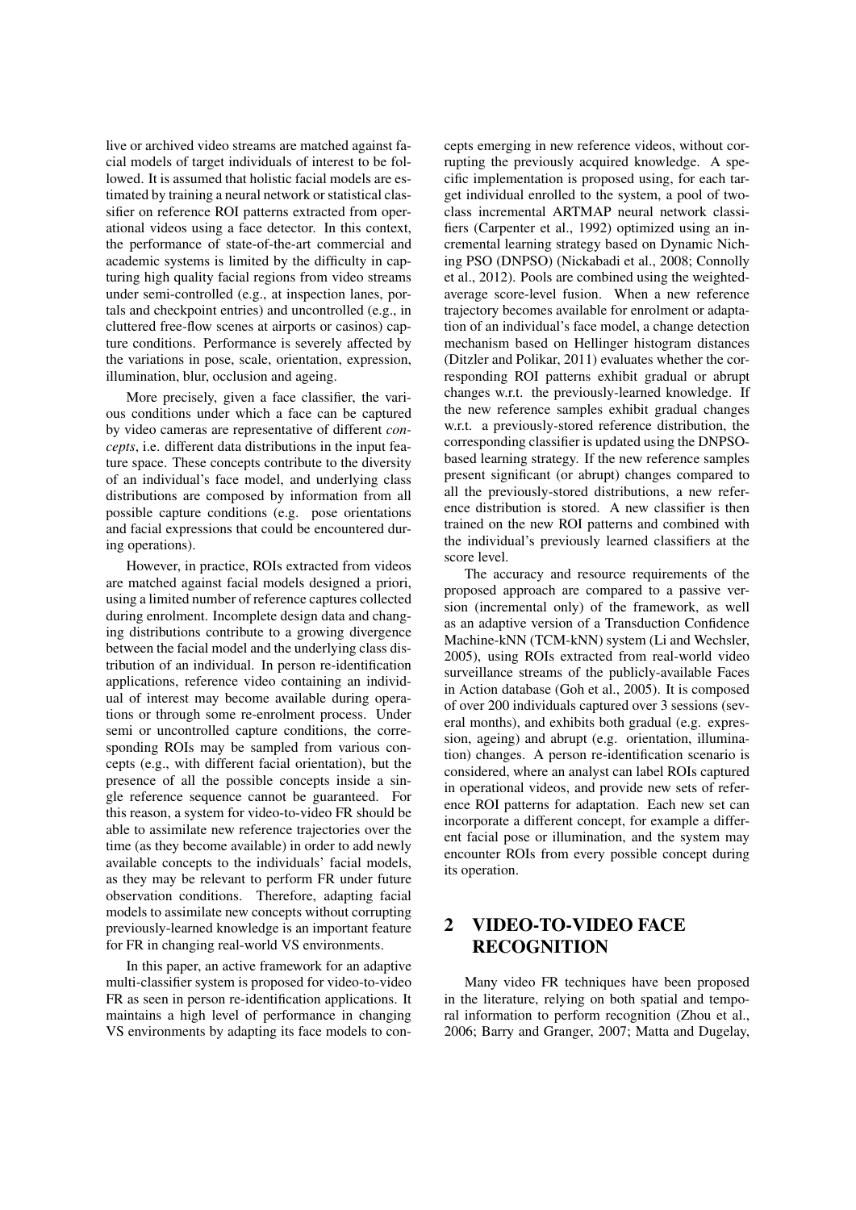live or archived video streams are matched against facial models of target individuals of interest to be followed. It is assumed that holistic facial models are estimated by training a neural network or statistical classifier on reference ROI patterns extracted from operational videos using a face detector. In this context, the performance of state-of-the-art commercial and academic systems is limited by the difficulty in capturing high quality facial regions from video streams under semi-controlled (e.g., at inspection lanes, portals and checkpoint entries) and uncontrolled (e.g., in cluttered free-flow scenes at airports or casinos) capture conditions. Performance is severely affected by the variations in pose, scale, orientation, expression, illumination, blur, occlusion and ageing.

More precisely, given a face classifier, the various conditions under which a face can be captured by video cameras are representative of different *concepts*, i.e. different data distributions in the input feature space. These concepts contribute to the diversity of an individual's face model, and underlying class distributions are composed by information from all possible capture conditions (e.g. pose orientations and facial expressions that could be encountered during operations).

However, in practice, ROIs extracted from videos are matched against facial models designed a priori, using a limited number of reference captures collected during enrolment. Incomplete design data and changing distributions contribute to a growing divergence between the facial model and the underlying class distribution of an individual. In person re-identification applications, reference video containing an individual of interest may become available during operations or through some re-enrolment process. Under semi or uncontrolled capture conditions, the corresponding ROIs may be sampled from various concepts (e.g., with different facial orientation), but the presence of all the possible concepts inside a single reference sequence cannot be guaranteed. For this reason, a system for video-to-video FR should be able to assimilate new reference trajectories over the time (as they become available) in order to add newly available concepts to the individuals' facial models, as they may be relevant to perform FR under future observation conditions. Therefore, adapting facial models to assimilate new concepts without corrupting previously-learned knowledge is an important feature for FR in changing real-world VS environments.

In this paper, an active framework for an adaptive multi-classifier system is proposed for video-to-video FR as seen in person re-identification applications. It maintains a high level of performance in changing VS environments by adapting its face models to concepts emerging in new reference videos, without corrupting the previously acquired knowledge. A specific implementation is proposed using, for each target individual enrolled to the system, a pool of two-class incremental ARTMAP neural network classifiers (Carpenter et al., 1992) optimized using an incremental learning strategy based on Dynamic Niching PSO (DNPSO) (Nickabadi et al., 2008; Connolly et al., 2012). Pools are combined using the weighted-average score-level fusion. When a new reference trajectory becomes available for enrolment or adaptation of an individual's face model, a change detection mechanism based on Hellinger histogram distances (Ditzler and Polikar, 2011) evaluates whether the corresponding ROI patterns exhibit gradual or abrupt changes w.r.t. the previously-learned knowledge. If the new reference samples exhibit gradual changes w.r.t. a previously-stored reference distribution, the corresponding classifier is updated using the DNPSO-based learning strategy. If the new reference samples present significant (or abrupt) changes compared to all the previously-stored distributions, a new reference distribution is stored. A new classifier is then trained on the new ROI patterns and combined with the individual's previously learned classifiers at the score level.

The accuracy and resource requirements of the proposed approach are compared to a passive version (incremental only) of the framework, as well as an adaptive version of a Transduction Confidence Machine-kNN (TCM-kNN) system (Li and Wechsler, 2005), using ROIs extracted from real-world video surveillance streams of the publicly-available Faces in Action database (Goh et al., 2005). It is composed of over 200 individuals captured over 3 sessions (several months), and exhibits both gradual (e.g. expression, ageing) and abrupt (e.g. orientation, illumination) changes. A person re-identification scenario is considered, where an analyst can label ROIs captured in operational videos, and provide new sets of reference ROI patterns for adaptation. Each new set can incorporate a different concept, for example a different facial pose or illumination, and the system may encounter ROIs from every possible concept during its operation.

## 2 VIDEO-TO-VIDEO FACE RECOGNITION

Many video FR techniques have been proposed in the literature, relying on both spatial and temporal information to perform recognition (Zhou et al., 2006; Barry and Granger, 2007; Matta and Dugelay,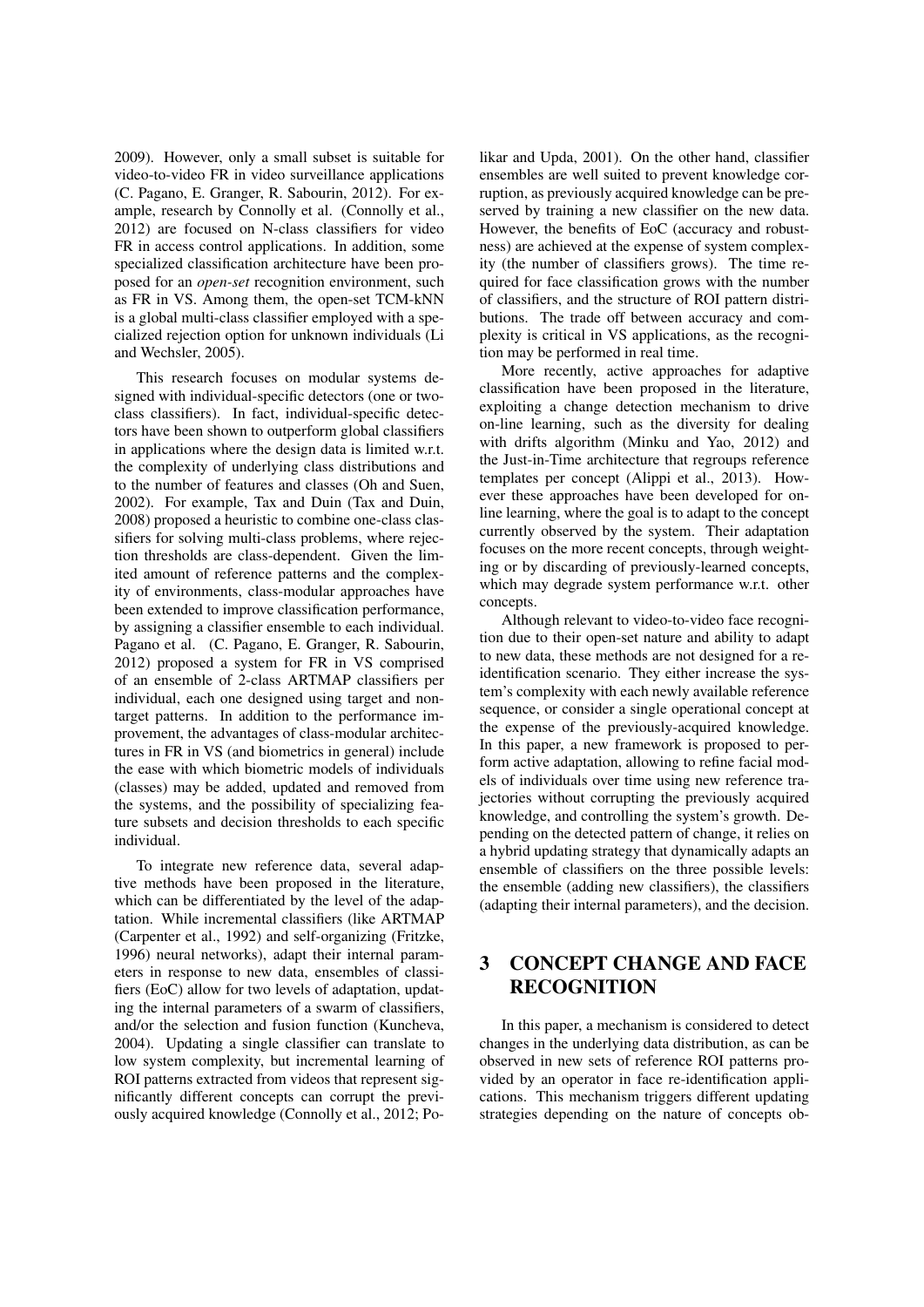2009). However, only a small subset is suitable for video-to-video FR in video surveillance applications (C. Pagano, E. Granger, R. Sabourin, 2012). For example, research by Connolly et al. (Connolly et al., 2012) are focused on N-class classifiers for video FR in access control applications. In addition, some specialized classification architecture have been proposed for an *open-set* recognition environment, such as FR in VS. Among them, the open-set TCM-kNN is a global multi-class classifier employed with a specialized rejection option for unknown individuals (Li and Wechsler, 2005).

This research focuses on modular systems designed with individual-specific detectors (one or two-class classifiers). In fact, individual-specific detectors have been shown to outperform global classifiers in applications where the design data is limited w.r.t. the complexity of underlying class distributions and to the number of features and classes (Oh and Suen, 2002). For example, Tax and Duin (Tax and Duin, 2008) proposed a heuristic to combine one-class classifiers for solving multi-class problems, where rejection thresholds are class-dependent. Given the limited amount of reference patterns and the complexity of environments, class-modular approaches have been extended to improve classification performance, by assigning a classifier ensemble to each individual. Pagano et al. (C. Pagano, E. Granger, R. Sabourin, 2012) proposed a system for FR in VS comprised of an ensemble of 2-class ARTMAP classifiers per individual, each one designed using target and non-target patterns. In addition to the performance improvement, the advantages of class-modular architectures in FR in VS (and biometrics in general) include the ease with which biometric models of individuals (classes) may be added, updated and removed from the systems, and the possibility of specializing feature subsets and decision thresholds to each specific individual.

To integrate new reference data, several adaptive methods have been proposed in the literature, which can be differentiated by the level of the adaptation. While incremental classifiers (like ARTMAP (Carpenter et al., 1992) and self-organizing (Fritzke, 1996) neural networks), adapt their internal parameters in response to new data, ensembles of classifiers (EoC) allow for two levels of adaptation, updating the internal parameters of a swarm of classifiers, and/or the selection and fusion function (Kuncheva, 2004). Updating a single classifier can translate to low system complexity, but incremental learning of ROI patterns extracted from videos that represent significantly different concepts can corrupt the previously acquired knowledge (Connolly et al., 2012; Polikar and Upda, 2001). On the other hand, classifier ensembles are well suited to prevent knowledge corruption, as previously acquired knowledge can be preserved by training a new classifier on the new data. However, the benefits of EoC (accuracy and robustness) are achieved at the expense of system complexity (the number of classifiers grows). The time required for face classification grows with the number of classifiers, and the structure of ROI pattern distributions. The trade off between accuracy and complexity is critical in VS applications, as the recognition may be performed in real time.

More recently, active approaches for adaptive classification have been proposed in the literature, exploiting a change detection mechanism to drive on-line learning, such as the diversity for dealing with drifts algorithm (Minku and Yao, 2012) and the Just-in-Time architecture that regroups reference templates per concept (Alippi et al., 2013). However these approaches have been developed for on-line learning, where the goal is to adapt to the concept currently observed by the system. Their adaptation focuses on the more recent concepts, through weighting or by discarding of previously-learned concepts, which may degrade system performance w.r.t. other concepts.

Although relevant to video-to-video face recognition due to their open-set nature and ability to adapt to new data, these methods are not designed for a re-identification scenario. They either increase the system's complexity with each newly available reference sequence, or consider a single operational concept at the expense of the previously-acquired knowledge. In this paper, a new framework is proposed to perform active adaptation, allowing to refine facial models of individuals over time using new reference trajectories without corrupting the previously acquired knowledge, and controlling the system's growth. Depending on the detected pattern of change, it relies on a hybrid updating strategy that dynamically adapts an ensemble of classifiers on the three possible levels: the ensemble (adding new classifiers), the classifiers (adapting their internal parameters), and the decision.

# 3 CONCEPT CHANGE AND FACE RECOGNITION

In this paper, a mechanism is considered to detect changes in the underlying data distribution, as can be observed in new sets of reference ROI patterns provided by an operator in face re-identification applications. This mechanism triggers different updating strategies depending on the nature of concepts ob-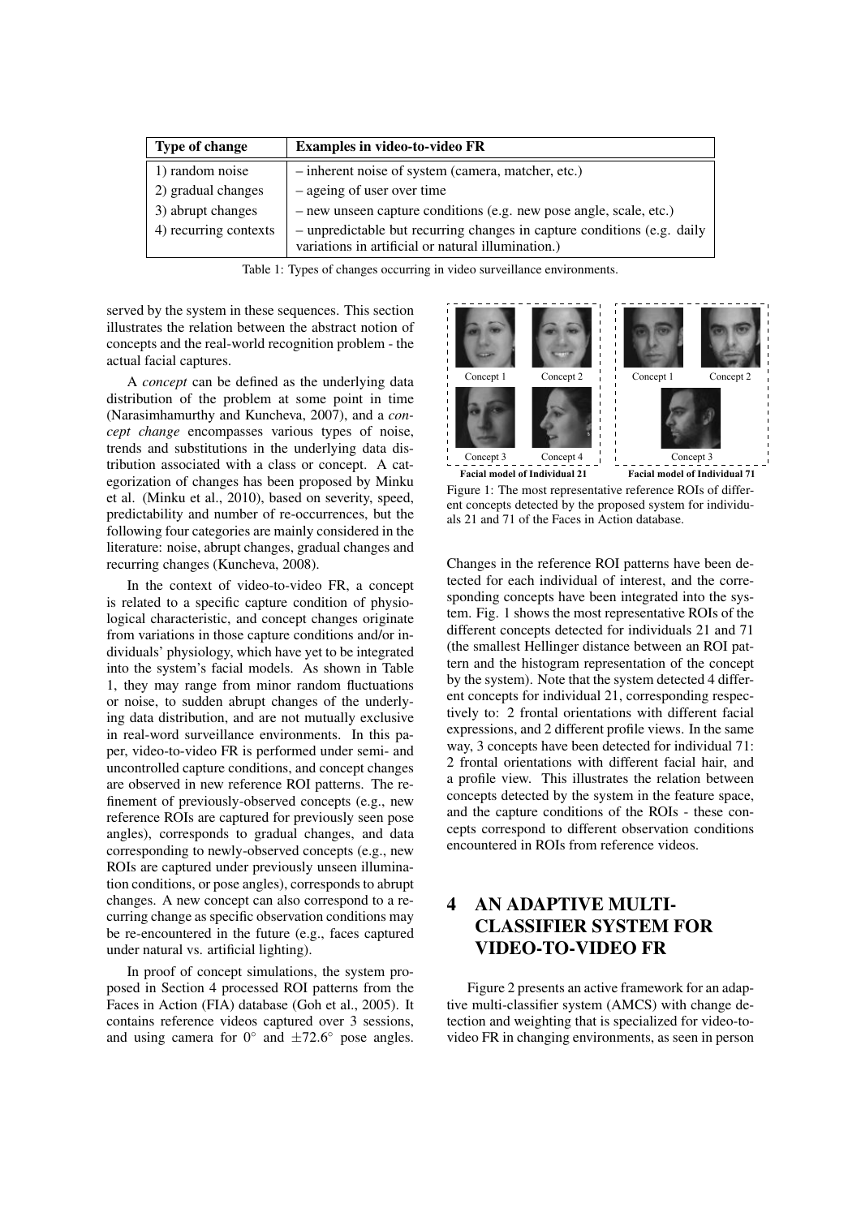| Type of change | Examples in video-to-video FR |
|---|---|
| 1) random noise | – inherent noise of system (camera, matcher, etc.) |
| 2) gradual changes | – ageing of user over time |
| 3) abrupt changes | – new unseen capture conditions (e.g. new pose angle, scale, etc.) |
| 4) recurring contexts | – unpredictable but recurring changes in capture conditions (e.g. daily variations in artificial or natural illumination.) |

Table 1: Types of changes occurring in video surveillance environments.

served by the system in these sequences. This section illustrates the relation between the abstract notion of concepts and the real-world recognition problem - the actual facial captures.

A *concept* can be defined as the underlying data distribution of the problem at some point in time (Narasimhamurthy and Kuncheva, 2007), and a *concept change* encompasses various types of noise, trends and substitutions in the underlying data distribution associated with a class or concept. A categorization of changes has been proposed by Minku et al. (Minku et al., 2010), based on severity, speed, predictability and number of re-occurrences, but the following four categories are mainly considered in the literature: noise, abrupt changes, gradual changes and recurring changes (Kuncheva, 2008).

In the context of video-to-video FR, a concept is related to a specific capture condition of physiological characteristic, and concept changes originate from variations in those capture conditions and/or individuals' physiology, which have yet to be integrated into the system's facial models. As shown in Table 1, they may range from minor random fluctuations or noise, to sudden abrupt changes of the underlying data distribution, and are not mutually exclusive in real-word surveillance environments. In this paper, video-to-video FR is performed under semi- and uncontrolled capture conditions, and concept changes are observed in new reference ROI patterns. The refinement of previously-observed concepts (e.g., new reference ROIs are captured for previously seen pose angles), corresponds to gradual changes, and data corresponding to newly-observed concepts (e.g., new ROIs are captured under previously unseen illumination conditions, or pose angles), corresponds to abrupt changes. A new concept can also correspond to a recurring change as specific observation conditions may be re-encountered in the future (e.g., faces captured under natural vs. artificial lighting).

In proof of concept simulations, the system proposed in Section 4 processed ROI patterns from the Faces in Action (FIA) database (Goh et al., 2005). It contains reference videos captured over 3 sessions, and using camera for $0^\circ$ and $\pm 72.6^\circ$ pose angles.

Figure 1: The most representative reference ROIs of different concepts detected by the proposed system for individuals 21 and 71 of the Faces in Action database.

Changes in the reference ROI patterns have been detected for each individual of interest, and the corresponding concepts have been integrated into the system. Fig. 1 shows the most representative ROIs of the different concepts detected for individuals 21 and 71 (the smallest Hellinger distance between an ROI pattern and the histogram representation of the concept by the system). Note that the system detected 4 different concepts for individual 21, corresponding respectively to: 2 frontal orientations with different facial expressions, and 2 different profile views. In the same way, 3 concepts have been detected for individual 71: 2 frontal orientations with different facial hair, and a profile view. This illustrates the relation between concepts detected by the system in the feature space, and the capture conditions of the ROIs - these concepts correspond to different observation conditions encountered in ROIs from reference videos.

# 4 AN ADAPTIVE MULTI-CLASSIFIER SYSTEM FOR VIDEO-TO-VIDEO FR

Figure 2 presents an active framework for an adaptive multi-classifier system (AMCS) with change detection and weighting that is specialized for video-to-video FR in changing environments, as seen in person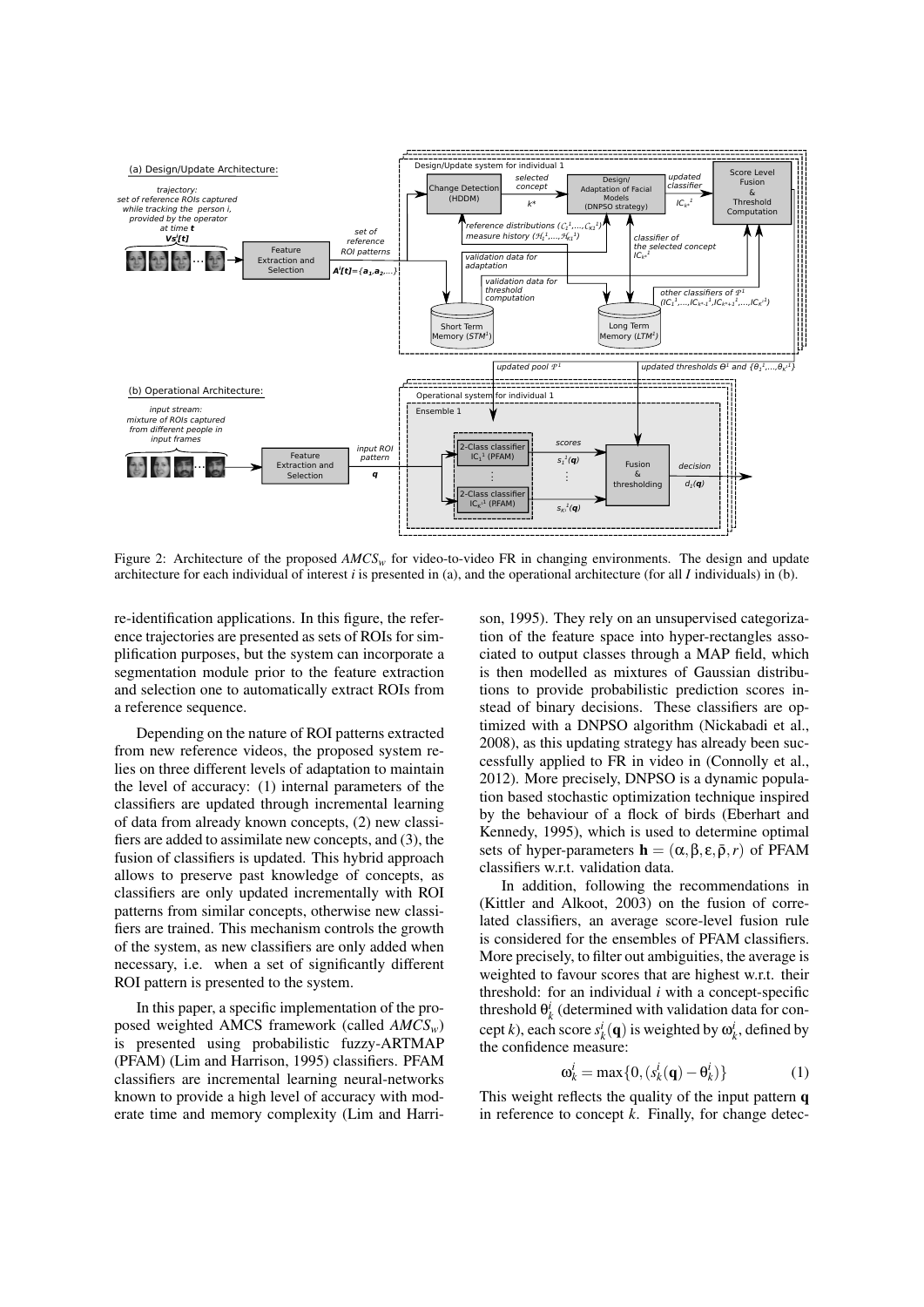Figure 2: Architecture of the proposed $AMCS_w$ for video-to-video FR in changing environments. The design and update architecture for each individual of interest $i$ is presented in (a), and the operational architecture (for all $I$ individuals) in (b).

re-identification applications. In this figure, the reference trajectories are presented as sets of ROIs for simplification purposes, but the system can incorporate a segmentation module prior to the feature extraction and selection one to automatically extract ROIs from a reference sequence.

Depending on the nature of ROI patterns extracted from new reference videos, the proposed system relies on three different levels of adaptation to maintain the level of accuracy: (1) internal parameters of the classifiers are updated through incremental learning of data from already known concepts, (2) new classifiers are added to assimilate new concepts, and (3), the fusion of classifiers is updated. This hybrid approach allows to preserve past knowledge of concepts, as classifiers are only updated incrementally with ROI patterns from similar concepts, otherwise new classifiers are trained. This mechanism controls the growth of the system, as new classifiers are only added when necessary, i.e. when a set of significantly different ROI pattern is presented to the system.

In this paper, a specific implementation of the proposed weighted AMCS framework (called $AMCS_w$) is presented using probabilistic fuzzy-ARTMAP (PFAM) (Lim and Harrison, 1995) classifiers. PFAM classifiers are incremental learning neural-networks known to provide a high level of accuracy with moderate time and memory complexity (Lim and Harrison, 1995). They rely on an unsupervised categorization of the feature space into hyper-rectangles associated to output classes through a MAP field, which is then modelled as mixtures of Gaussian distributions to provide probabilistic prediction scores instead of binary decisions. These classifiers are optimized with a DNPSO algorithm (Nickabadi et al., 2008), as this updating strategy has already been successfully applied to FR in video in (Connolly et al., 2012). More precisely, DNPSO is a dynamic population based stochastic optimization technique inspired by the behaviour of a flock of birds (Eberhart and Kennedy, 1995), which is used to determine optimal sets of hyper-parameters $\mathbf{h} = (\alpha, \beta, \varepsilon, \bar{\rho}, r)$ of PFAM classifiers w.r.t. validation data.

In addition, following the recommendations in (Kittler and Alkoot, 2003) on the fusion of correlated classifiers, an average score-level fusion rule is considered for the ensembles of PFAM classifiers. More precisely, to filter out ambiguities, the average is weighted to favour scores that are highest w.r.t. their threshold: for an individual $i$ with a concept-specific threshold $\theta^i_k$ (determined with validation data for concept $k$), each score $s^i_k(\mathbf{q})$ is weighted by $\omega^i_k$, defined by the confidence measure:

$$\omega^i_k = \max\{0, (s^i_k(\mathbf{q}) - \theta^i_k)\} \qquad (1)$$

This weight reflects the quality of the input pattern $\mathbf{q}$ in reference to concept $k$. Finally, for change detec-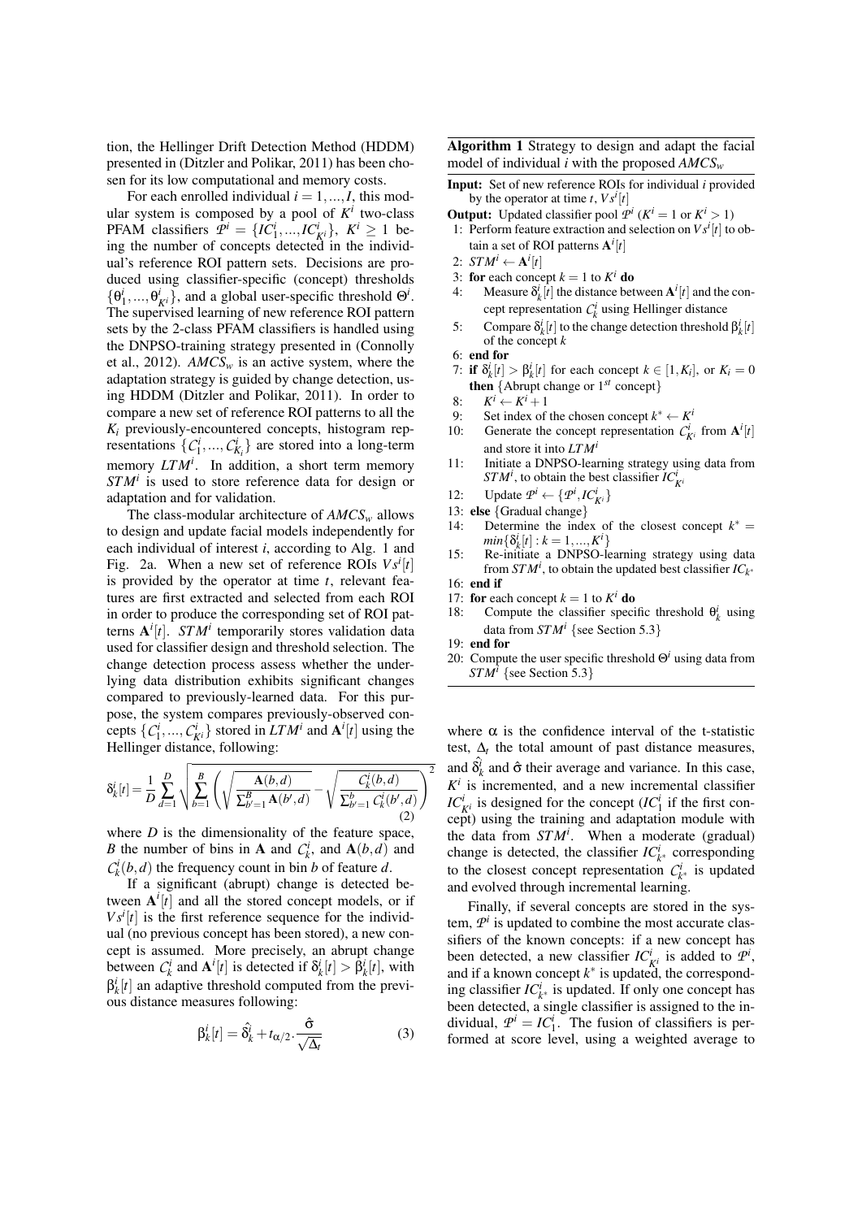tion, the Hellinger Drift Detection Method (HDDM) presented in (Ditzler and Polikar, 2011) has been chosen for its low computational and memory costs.

For each enrolled individual $i = 1, ..., I$, this modular system is composed by a pool of $K^i$ two-class PFAM classifiers $\mathcal{P}^i = \{IC_1^i, ..., IC_{K^i}^i\}$, $K^i \geq 1$ being the number of concepts detected in the individual's reference ROI pattern sets. Decisions are produced using classifier-specific (concept) thresholds $\{\theta_1^i, ..., \theta_{K^i}^i\}$, and a global user-specific threshold $\Theta^i$. The supervised learning of new reference ROI pattern sets by the 2-class PFAM classifiers is handled using the DNPSO-training strategy presented in (Connolly et al., 2012). $AMCS_w$ is an active system, where the adaptation strategy is guided by change detection, using HDDM (Ditzler and Polikar, 2011). In order to compare a new set of reference ROI patterns to all the $K_i$ previously-encountered concepts, histogram representations $\{C_1^i, ..., C_{K_i}^i\}$ are stored into a long-term memory $LTM^i$. In addition, a short term memory $STM^i$ is used to store reference data for design or adaptation and for validation.

The class-modular architecture of $AMCS_w$ allows to design and update facial models independently for each individual of interest $i$, according to Alg. 1 and Fig. 2a. When a new set of reference ROIs $Vs^i[t]$ is provided by the operator at time $t$, relevant features are first extracted and selected from each ROI in order to produce the corresponding set of ROI patterns $\mathbf{A}^i[t]$. $STM^i$ temporarily stores validation data used for classifier design and threshold selection. The change detection process assess whether the underlying data distribution exhibits significant changes compared to previously-learned data. For this purpose, the system compares previously-observed concepts $\{C_1^i, ..., C_{K^i}^i\}$ stored in $LTM^i$ and $\mathbf{A}^i[t]$ using the Hellinger distance, following:

$$\delta_k^i[t] = \frac{1}{D} \sum_{d=1}^{D} \sqrt{\sum_{b=1}^{B} \left( \sqrt{\frac{\mathbf{A}(b,d)}{\sum_{b'=1}^{B} \mathbf{A}(b',d)}} - \sqrt{\frac{C_k^i(b,d)}{\sum_{b'=1}^{b} C_k^i(b',d)}} \right)^2} \tag{2}$$

where $D$ is the dimensionality of the feature space, $B$ the number of bins in $\mathbf{A}$ and $C_k^i$, and $\mathbf{A}(b,d)$ and $C_k^i(b,d)$ the frequency count in bin $b$ of feature $d$.

If a significant (abrupt) change is detected between $\mathbf{A}^i[t]$ and all the stored concept models, or if $Vs^i[t]$ is the first reference sequence for the individual (no previous concept has been stored), a new concept is assumed. More precisely, an abrupt change between $C_k^i$ and $\mathbf{A}^i[t]$ is detected if $\delta_k^i[t] > \beta_k^i[t]$, with $\beta_k^i[t]$ an adaptive threshold computed from the previous distance measures following:

$$\beta_k^i[t] = \hat{\delta}_k^i + t_{\alpha/2} \cdot \frac{\hat{\sigma}}{\sqrt{\Delta_t}} \tag{3}$$

where $\alpha$ is the confidence interval of the t-statistic test, $\Delta_t$ the total amount of past distance measures, and $\hat{\delta}_k^i$ and $\hat{\sigma}$ their average and variance. In this case, $K^i$ is incremented, and a new incremental classifier $IC_{K^i}^i$ is designed for the concept ($IC_1^i$ if the first concept) using the training and adaptation module with the data from $STM^i$. When a moderate (gradual) change is detected, the classifier $IC_{k^*}^i$ corresponding to the closest concept representation $C_{k^*}^i$ is updated and evolved through incremental learning.

Finally, if several concepts are stored in the system, $\mathcal{P}^i$ is updated to combine the most accurate classifiers of the known concepts: if a new concept has been detected, a new classifier $IC_{K^i}^i$ is added to $\mathcal{P}^i$, and if a known concept $k^*$ is updated, the corresponding classifier $IC_{k^*}^i$ is updated. If only one concept has been detected, a single classifier is assigned to the individual, $\mathcal{P}^i = IC_1^i$. The fusion of classifiers is performed at score level, using a weighted average to

**Algorithm 1** Strategy to design and adapt the facial model of individual $i$ with the proposed $AMCS_w$

**Input:** Set of new reference ROIs for individual $i$ provided by the operator at time $t$, $Vs^i[t]$

**Output:** Updated classifier pool $\mathcal{P}^i$ ($K^i = 1$ or $K^i > 1$)

1: Perform feature extraction and selection on $Vs^i[t]$ to obtain a set of ROI patterns $\mathbf{A}^i[t]$
2: $STM^i \leftarrow \mathbf{A}^i[t]$
3: **for** each concept $k = 1$ to $K^i$ **do**
4: &nbsp;&nbsp;&nbsp;&nbsp;Measure $\delta_k^i[t]$ the distance between $\mathbf{A}^i[t]$ and the concept representation $C_k^i$ using Hellinger distance
5: &nbsp;&nbsp;&nbsp;&nbsp;Compare $\delta_k^i[t]$ to the change detection threshold $\beta_k^i[t]$ of the concept $k$
6: **end for**
7: **if** $\delta_k^i[t] > \beta_k^i[t]$ for each concept $k \in [1, K_i]$, or $K_i = 0$ **then** {Abrupt change or $1^{st}$ concept}
8: &nbsp;&nbsp;&nbsp;&nbsp;$K^i \leftarrow K^i + 1$
9: &nbsp;&nbsp;&nbsp;&nbsp;Set index of the chosen concept $k^* \leftarrow K^i$
10: &nbsp;&nbsp;&nbsp;&nbsp;Generate the concept representation $C_{K^i}^i$ from $\mathbf{A}^i[t]$ and store it into $LTM^i$
11: &nbsp;&nbsp;&nbsp;&nbsp;Initiate a DNPSO-learning strategy using data from $STM^i$, to obtain the best classifier $IC_{K^i}^i$
12: &nbsp;&nbsp;&nbsp;&nbsp;Update $\mathcal{P}^i \leftarrow \{\mathcal{P}^i, IC_{K^i}^i\}$
13: **else** {Gradual change}
14: &nbsp;&nbsp;&nbsp;&nbsp;Determine the index of the closest concept $k^* = min\{\delta_k^i[t] : k = 1, ..., K^i\}$
15: &nbsp;&nbsp;&nbsp;&nbsp;Re-initiate a DNPSO-learning strategy using data from $STM^i$, to obtain the updated best classifier $IC_{k^*}$
16: **end if**
17: **for** each concept $k = 1$ to $K^i$ **do**
18: &nbsp;&nbsp;&nbsp;&nbsp;Compute the classifier specific threshold $\theta_k^i$ using data from $STM^i$ {see Section 5.3}
19: **end for**
20: Compute the user specific threshold $\Theta^i$ using data from $STM^i$ {see Section 5.3}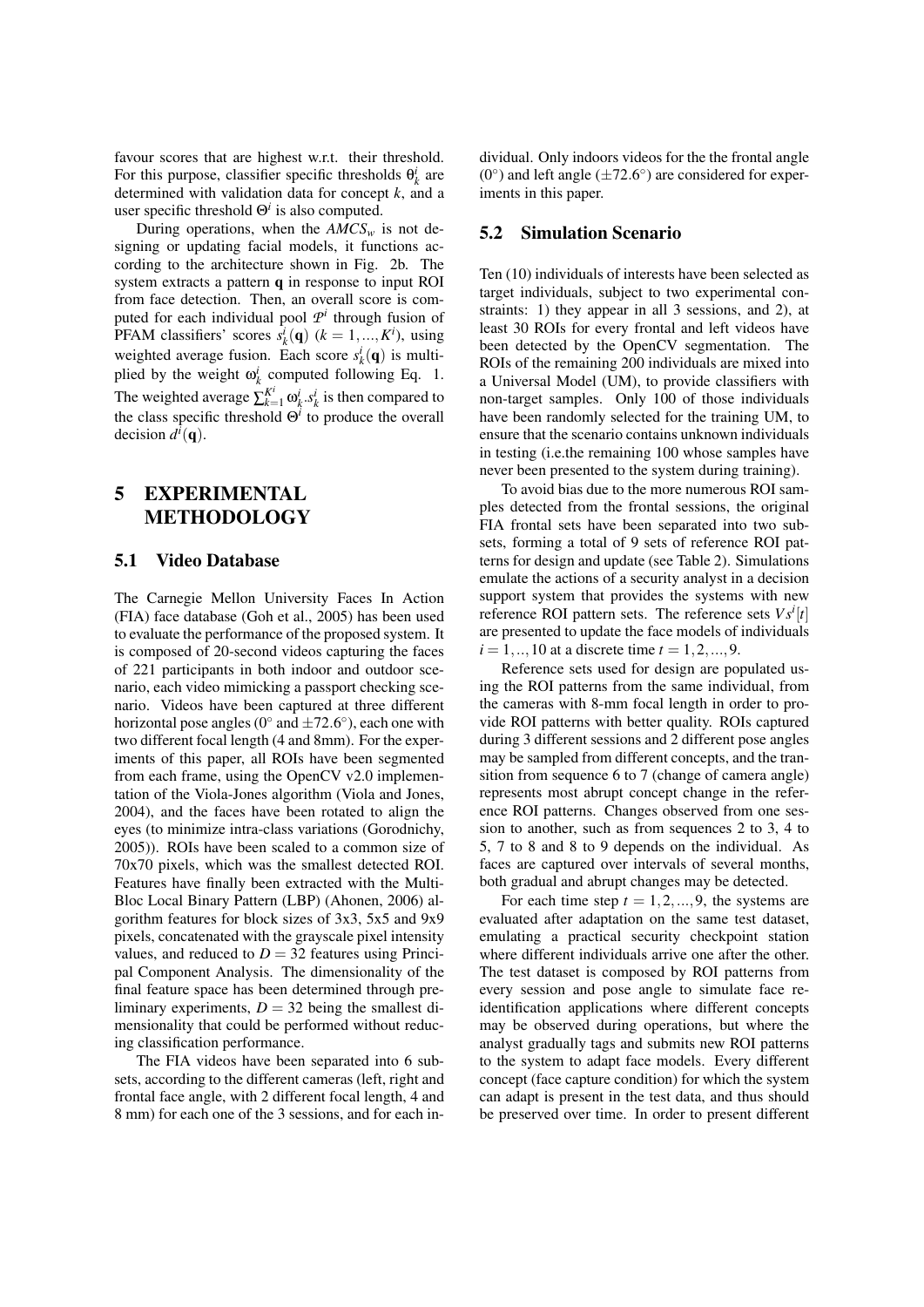favour scores that are highest w.r.t. their threshold. For this purpose, classifier specific thresholds $\theta_k^i$ are determined with validation data for concept $k$, and a user specific threshold $\Theta^i$ is also computed.

During operations, when the $AMCS_w$ is not designing or updating facial models, it functions according to the architecture shown in Fig. 2b. The system extracts a pattern $\mathbf{q}$ in response to input ROI from face detection. Then, an overall score is computed for each individual pool $\mathcal{P}^i$ through fusion of PFAM classifiers' scores $s_k^i(\mathbf{q})$ ($k = 1, ..., K^i$), using weighted average fusion. Each score $s_k^i(\mathbf{q})$ is multiplied by the weight $\omega_k^i$ computed following Eq. 1. The weighted average $\sum_{k=1}^{K^i} \omega_k^i . s_k^i$ is then compared to the class specific threshold $\Theta^i$ to produce the overall decision $d^i(\mathbf{q})$.

# 5 EXPERIMENTAL METHODOLOGY

## 5.1 Video Database

The Carnegie Mellon University Faces In Action (FIA) face database (Goh et al., 2005) has been used to evaluate the performance of the proposed system. It is composed of 20-second videos capturing the faces of 221 participants in both indoor and outdoor scenario, each video mimicking a passport checking scenario. Videos have been captured at three different horizontal pose angles (0° and ±72.6°), each one with two different focal length (4 and 8mm). For the experiments of this paper, all ROIs have been segmented from each frame, using the OpenCV v2.0 implementation of the Viola-Jones algorithm (Viola and Jones, 2004), and the faces have been rotated to align the eyes (to minimize intra-class variations (Gorodnichy, 2005)). ROIs have been scaled to a common size of 70x70 pixels, which was the smallest detected ROI. Features have finally been extracted with the Multi-Bloc Local Binary Pattern (LBP) (Ahonen, 2006) algorithm features for block sizes of 3x3, 5x5 and 9x9 pixels, concatenated with the grayscale pixel intensity values, and reduced to $D = 32$ features using Principal Component Analysis. The dimensionality of the final feature space has been determined through preliminary experiments, $D = 32$ being the smallest dimensionality that could be performed without reducing classification performance.

The FIA videos have been separated into 6 subsets, according to the different cameras (left, right and frontal face angle, with 2 different focal length, 4 and 8 mm) for each one of the 3 sessions, and for each individual. Only indoors videos for the the frontal angle (0°) and left angle (±72.6°) are considered for experiments in this paper.

## 5.2 Simulation Scenario

Ten (10) individuals of interests have been selected as target individuals, subject to two experimental constraints: 1) they appear in all 3 sessions, and 2), at least 30 ROIs for every frontal and left videos have been detected by the OpenCV segmentation. The ROIs of the remaining 200 individuals are mixed into a Universal Model (UM), to provide classifiers with non-target samples. Only 100 of those individuals have been randomly selected for the training UM, to ensure that the scenario contains unknown individuals in testing (i.e.the remaining 100 whose samples have never been presented to the system during training).

To avoid bias due to the more numerous ROI samples detected from the frontal sessions, the original FIA frontal sets have been separated into two subsets, forming a total of 9 sets of reference ROI patterns for design and update (see Table 2). Simulations emulate the actions of a security analyst in a decision support system that provides the systems with new reference ROI pattern sets. The reference sets $Vs^i[t]$ are presented to update the face models of individuals $i = 1, .., 10$ at a discrete time $t = 1, 2, ..., 9$.

Reference sets used for design are populated using the ROI patterns from the same individual, from the cameras with 8-mm focal length in order to provide ROI patterns with better quality. ROIs captured during 3 different sessions and 2 different pose angles may be sampled from different concepts, and the transition from sequence 6 to 7 (change of camera angle) represents most abrupt concept change in the reference ROI patterns. Changes observed from one session to another, such as from sequences 2 to 3, 4 to 5, 7 to 8 and 8 to 9 depends on the individual. As faces are captured over intervals of several months, both gradual and abrupt changes may be detected.

For each time step $t = 1, 2, ..., 9$, the systems are evaluated after adaptation on the same test dataset, emulating a practical security checkpoint station where different individuals arrive one after the other. The test dataset is composed by ROI patterns from every session and pose angle to simulate face re-identification applications where different concepts may be observed during operations, but where the analyst gradually tags and submits new ROI patterns to the system to adapt face models. Every different concept (face capture condition) for which the system can adapt is present in the test data, and thus should be preserved over time. In order to present different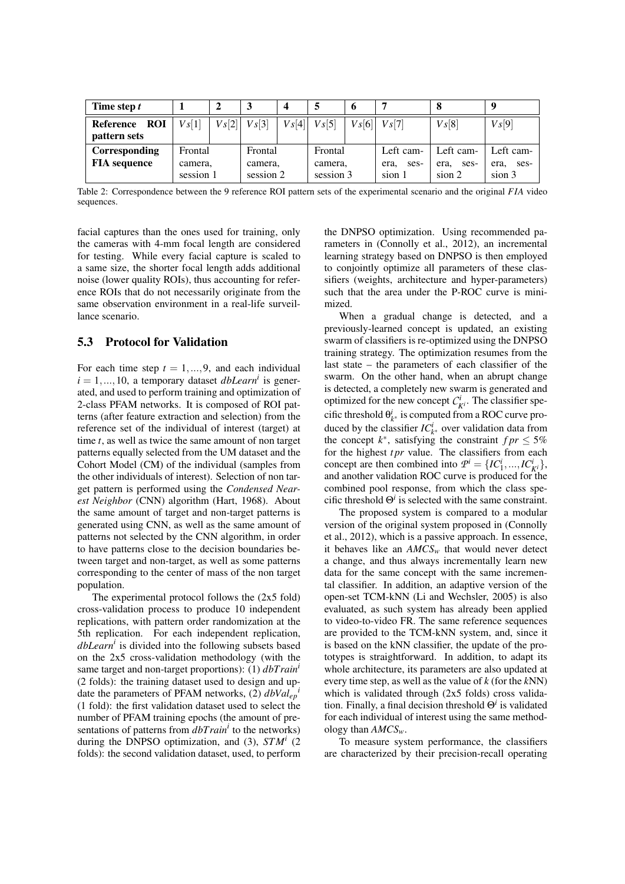| Time step $t$ | 1 | 2 | 3 | 4 | 5 | 6 | 7 | 8 | 9 |
|---|---|---|---|---|---|---|---|---|---|
| Reference ROI pattern sets | $Vs[1]$ | $Vs[2]$ | $Vs[3]$ | $Vs[4]$ | $Vs[5]$ | $Vs[6]$ | $Vs[7]$ | $Vs[8]$ | $Vs[9]$ |
| Corresponding FIA sequence | Frontal camera, session 1 | | Frontal camera, session 2 | | Frontal camera, session 3 | | Left camera, session 1 | Left camera, session 2 | Left camera, session 3 |

Table 2: Correspondence between the 9 reference ROI pattern sets of the experimental scenario and the original *FIA* video sequences.

facial captures than the ones used for training, only the cameras with 4-mm focal length are considered for testing. While every facial capture is scaled to a same size, the shorter focal length adds additional noise (lower quality ROIs), thus accounting for reference ROIs that do not necessarily originate from the same observation environment in a real-life surveillance scenario.

## 5.3 Protocol for Validation

For each time step $t = 1, ..., 9$, and each individual $i = 1, ..., 10$, a temporary dataset $dbLearn^i$ is generated, and used to perform training and optimization of 2-class PFAM networks. It is composed of ROI patterns (after feature extraction and selection) from the reference set of the individual of interest (target) at time $t$, as well as twice the same amount of non target patterns equally selected from the UM dataset and the Cohort Model (CM) of the individual (samples from the other individuals of interest). Selection of non target pattern is performed using the *Condensed Nearest Neighbor* (CNN) algorithm (Hart, 1968). About the same amount of target and non-target patterns is generated using CNN, as well as the same amount of patterns not selected by the CNN algorithm, in order to have patterns close to the decision boundaries between target and non-target, as well as some patterns corresponding to the center of mass of the non target population.

The experimental protocol follows the (2x5 fold) cross-validation process to produce 10 independent replications, with pattern order randomization at the 5th replication. For each independent replication, $dbLearn^i$ is divided into the following subsets based on the 2x5 cross-validation methodology (with the same target and non-target proportions): (1) $dbTrain^i$ (2 folds): the training dataset used to design and update the parameters of PFAM networks, (2) ${dbVal_{ep}}^i$ (1 fold): the first validation dataset used to select the number of PFAM training epochs (the amount of presentations of patterns from $dbTrain^i$ to the networks) during the DNPSO optimization, and (3), $STM^i$ (2 folds): the second validation dataset, used, to perform the DNPSO optimization. Using recommended parameters in (Connolly et al., 2012), an incremental learning strategy based on DNPSO is then employed to conjointly optimize all parameters of these classifiers (weights, architecture and hyper-parameters) such that the area under the P-ROC curve is minimized.

When a gradual change is detected, and a previously-learned concept is updated, an existing swarm of classifiers is re-optimized using the DNPSO training strategy. The optimization resumes from the last state – the parameters of each classifier of the swarm. On the other hand, when an abrupt change is detected, a completely new swarm is generated and optimized for the new concept $C^i_{K^i}$. The classifier specific threshold $\theta^i_{k^*}$ is computed from a ROC curve produced by the classifier $IC^i_{k^*}$ over validation data from the concept $k^*$, satisfying the constraint $fpr \leq 5\%$ for the highest $tpr$ value. The classifiers from each concept are then combined into $\mathcal{P}^i = \{IC^i_1, ..., IC^i_{K^i}\}$, and another validation ROC curve is produced for the combined pool response, from which the class specific threshold $\Theta^i$ is selected with the same constraint.

The proposed system is compared to a modular version of the original system proposed in (Connolly et al., 2012), which is a passive approach. In essence, it behaves like an $AMCS_w$ that would never detect a change, and thus always incrementally learn new data for the same concept with the same incremental classifier. In addition, an adaptive version of the open-set TCM-kNN (Li and Wechsler, 2005) is also evaluated, as such system has already been applied to video-to-video FR. The same reference sequences are provided to the TCM-kNN system, and, since it is based on the kNN classifier, the update of the prototypes is straightforward. In addition, to adapt its whole architecture, its parameters are also updated at every time step, as well as the value of $k$ (for the $k$NN) which is validated through (2x5 folds) cross validation. Finally, a final decision threshold $\Theta^i$ is validated for each individual of interest using the same methodology than $AMCS_w$.

To measure system performance, the classifiers are characterized by their precision-recall operating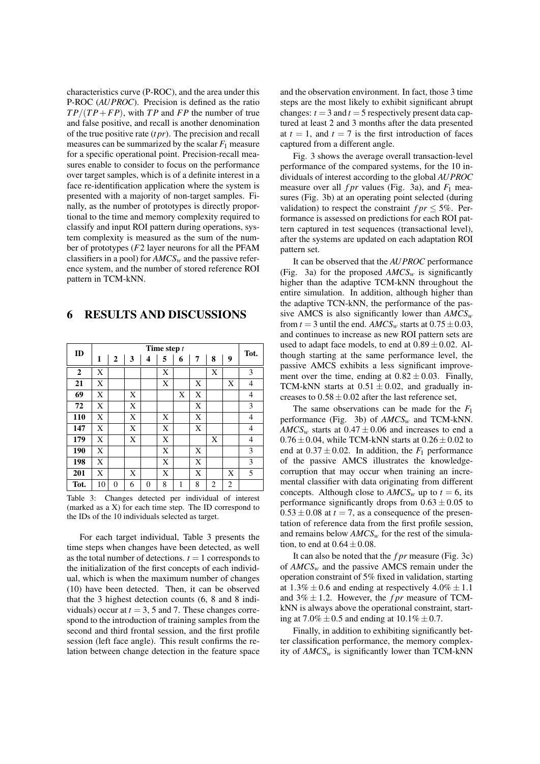characteristics curve (P-ROC), and the area under this P-ROC ($AUPROC$). Precision is defined as the ratio $TP/(TP+FP)$, with $TP$ and $FP$ the number of true and false positive, and recall is another denomination of the true positive rate ($tpr$). The precision and recall measures can be summarized by the scalar $F_1$ measure for a specific operational point. Precision-recall measures enable to consider to focus on the performance over target samples, which is of a definite interest in a face re-identification application where the system is presented with a majority of non-target samples. Finally, as the number of prototypes is directly proportional to the time and memory complexity required to classify and input ROI pattern during operations, system complexity is measured as the sum of the number of prototypes ($F2$ layer neurons for all the PFAM classifiers in a pool) for $AMCS_w$ and the passive reference system, and the number of stored reference ROI pattern in TCM-kNN.

# 6 RESULTS AND DISCUSSIONS

| ID | Time step $t$ | | | | | | | | | Tot. |
|---|---|---|---|---|---|---|---|---|---|---|
| | 1 | 2 | 3 | 4 | 5 | 6 | 7 | 8 | 9 | |
| **2** | X | | | | X | | | X | | 3 |
| **21** | X | | | | X | | X | | X | 4 |
| **69** | X | | X | | | X | X | | | 4 |
| **72** | X | | X | | | | X | | | 3 |
| **110** | X | | X | | X | | X | | | 4 |
| **147** | X | | X | | X | | X | | | 4 |
| **179** | X | | X | | X | | | X | | 4 |
| **190** | X | | | | X | | X | | | 3 |
| **198** | X | | | | X | | X | | | 3 |
| **201** | X | | X | | X | | X | | X | 5 |
| **Tot.** | 10 | 0 | 6 | 0 | 8 | 1 | 8 | 2 | 2 | |

Table 3: Changes detected per individual of interest (marked as a X) for each time step. The ID correspond to the IDs of the 10 individuals selected as target.

For each target individual, Table 3 presents the time steps when changes have been detected, as well as the total number of detections. $t = 1$ corresponds to the initialization of the first concepts of each individual, which is when the maximum number of changes (10) have been detected. Then, it can be observed that the 3 highest detection counts (6, 8 and 8 individuals) occur at $t = 3$, 5 and 7. These changes correspond to the introduction of training samples from the second and third frontal session, and the first profile session (left face angle). This result confirms the relation between change detection in the feature space and the observation environment. In fact, those 3 time steps are the most likely to exhibit significant abrupt changes: $t = 3$ and $t = 5$ respectively present data captured at least 2 and 3 months after the data presented at $t = 1$, and $t = 7$ is the first introduction of faces captured from a different angle.

Fig. 3 shows the average overall transaction-level performance of the compared systems, for the 10 individuals of interest according to the global $AUPROC$ measure over all $fpr$ values (Fig. 3a), and $F_1$ measures (Fig. 3b) at an operating point selected (during validation) to respect the constraint $fpr \leq 5\%$. Performance is assessed on predictions for each ROI pattern captured in test sequences (transactional level), after the systems are updated on each adaptation ROI pattern set.

It can be observed that the $AUPROC$ performance (Fig. 3a) for the proposed $AMCS_w$ is significantly higher than the adaptive TCM-kNN throughout the entire simulation. In addition, although higher than the adaptive TCN-kNN, the performance of the passive AMCS is also significantly lower than $AMCS_w$ from $t = 3$ until the end. $AMCS_w$ starts at $0.75 \pm 0.03$, and continues to increase as new ROI pattern sets are used to adapt face models, to end at $0.89 \pm 0.02$. Although starting at the same performance level, the passive AMCS exhibits a less significant improvement over the time, ending at $0.82 \pm 0.03$. Finally, TCM-kNN starts at $0.51 \pm 0.02$, and gradually increases to $0.58 \pm 0.02$ after the last reference set,

The same observations can be made for the $F_1$ performance (Fig. 3b) of $AMCS_w$ and TCM-kNN. $AMCS_w$ starts at $0.47 \pm 0.06$ and increases to end a $0.76 \pm 0.04$, while TCM-kNN starts at $0.26 \pm 0.02$ to end at $0.37 \pm 0.02$. In addition, the $F_1$ performance of the passive AMCS illustrates the knowledge-corruption that may occur when training an incremental classifier with data originating from different concepts. Although close to $AMCS_w$ up to $t = 6$, its performance significantly drops from $0.63 \pm 0.05$ to $0.53 \pm 0.08$ at $t = 7$, as a consequence of the presentation of reference data from the first profile session, and remains below $AMCS_w$ for the rest of the simulation, to end at $0.64 \pm 0.08$.

It can also be noted that the $fpr$ measure (Fig. 3c) of $AMCS_w$ and the passive AMCS remain under the operation constraint of 5% fixed in validation, starting at $1.3\% \pm 0.6$ and ending at respectively $4.0\% \pm 1.1$ and $3\% \pm 1.2$. However, the $fpr$ measure of TCM-kNN is always above the operational constraint, starting at $7.0\% \pm 0.5$ and ending at $10.1\% \pm 0.7$.

Finally, in addition to exhibiting significantly better classification performance, the memory complexity of $AMCS_w$ is significantly lower than TCM-kNN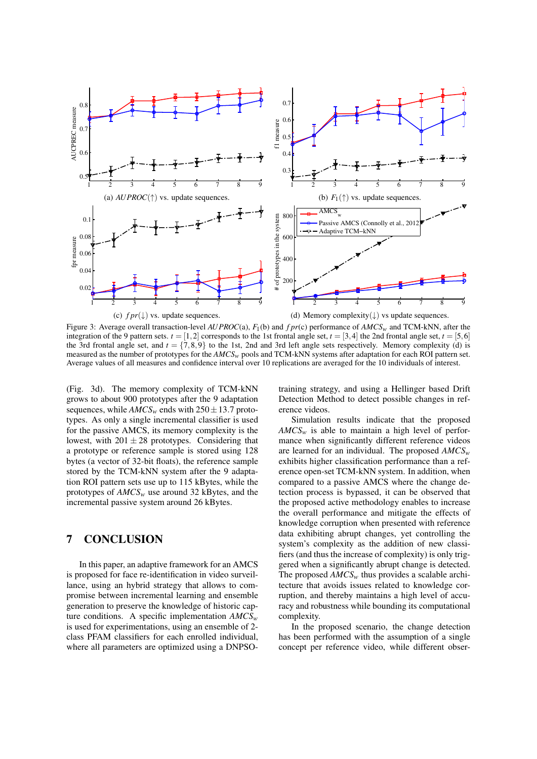Figure 3: Average overall transaction-level $AUPROC$(a), $F_1$(b) and $fpr$(c) performance of $AMCS_w$ and TCM-kNN, after the integration of the 9 pattern sets. $t = [1,2]$ corresponds to the 1st frontal angle set, $t = [3,4]$ the 2nd frontal angle set, $t = [5,6]$ the 3rd frontal angle set, and $t = \{7,8,9\}$ to the 1st, 2nd and 3rd left angle sets respectively. Memory complexity (d) is measured as the number of prototypes for the $AMCS_w$ pools and TCM-kNN systems after adaptation for each ROI pattern set. Average values of all measures and confidence interval over 10 replications are averaged for the 10 individuals of interest.

(Fig. 3d). The memory complexity of TCM-kNN grows to about 900 prototypes after the 9 adaptation sequences, while $AMCS_w$ ends with $250 \pm 13.7$ prototypes. As only a single incremental classifier is used for the passive AMCS, its memory complexity is the lowest, with $201 \pm 28$ prototypes. Considering that a prototype or reference sample is stored using 128 bytes (a vector of 32-bit floats), the reference sample stored by the TCM-kNN system after the 9 adaptation ROI pattern sets use up to 115 kBytes, while the prototypes of $AMCS_w$ use around 32 kBytes, and the incremental passive system around 26 kBytes.

## 7 CONCLUSION

In this paper, an adaptive framework for an AMCS is proposed for face re-identification in video surveillance, using an hybrid strategy that allows to compromise between incremental learning and ensemble generation to preserve the knowledge of historic capture conditions. A specific implementation $AMCS_w$ is used for experimentations, using an ensemble of 2-class PFAM classifiers for each enrolled individual, where all parameters are optimized using a DNPSO-training strategy, and using a Hellinger based Drift Detection Method to detect possible changes in reference videos.

Simulation results indicate that the proposed $AMCS_w$ is able to maintain a high level of performance when significantly different reference videos are learned for an individual. The proposed $AMCS_w$ exhibits higher classification performance than a reference open-set TCM-kNN system. In addition, when compared to a passive AMCS where the change detection process is bypassed, it can be observed that the proposed active methodology enables to increase the overall performance and mitigate the effects of knowledge corruption when presented with reference data exhibiting abrupt changes, yet controlling the system's complexity as the addition of new classifiers (and thus the increase of complexity) is only triggered when a significantly abrupt change is detected. The proposed $AMCS_w$ thus provides a scalable architecture that avoids issues related to knowledge corruption, and thereby maintains a high level of accuracy and robustness while bounding its computational complexity.

In the proposed scenario, the change detection has been performed with the assumption of a single concept per reference video, while different obser-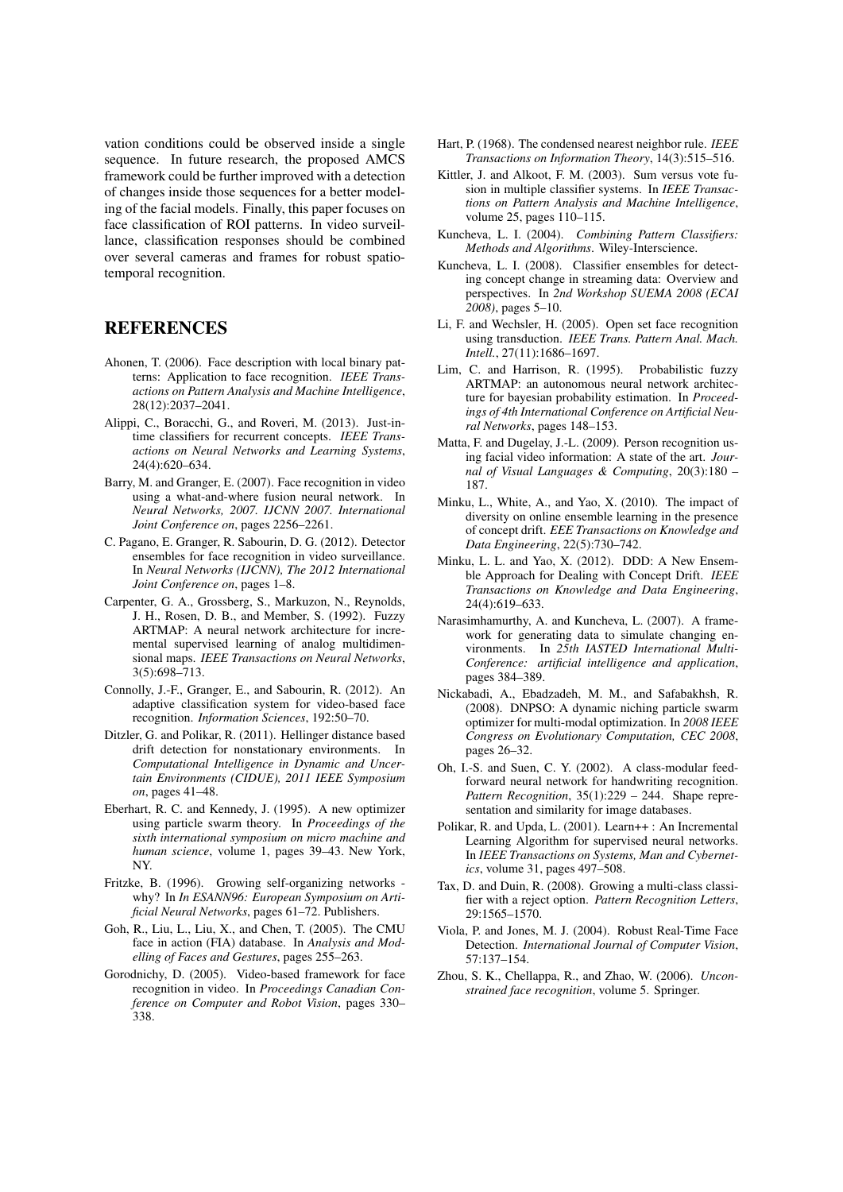vation conditions could be observed inside a single sequence. In future research, the proposed AMCS framework could be further improved with a detection of changes inside those sequences for a better modeling of the facial models. Finally, this paper focuses on face classification of ROI patterns. In video surveillance, classification responses should be combined over several cameras and frames for robust spatio-temporal recognition.

## REFERENCES

Ahonen, T. (2006). Face description with local binary patterns: Application to face recognition. *IEEE Transactions on Pattern Analysis and Machine Intelligence*, 28(12):2037–2041.

Alippi, C., Boracchi, G., and Roveri, M. (2013). Just-in-time classifiers for recurrent concepts. *IEEE Transactions on Neural Networks and Learning Systems*, 24(4):620–634.

Barry, M. and Granger, E. (2007). Face recognition in video using a what-and-where fusion neural network. In *Neural Networks, 2007. IJCNN 2007. International Joint Conference on*, pages 2256–2261.

C. Pagano, E. Granger, R. Sabourin, D. G. (2012). Detector ensembles for face recognition in video surveillance. In *Neural Networks (IJCNN), The 2012 International Joint Conference on*, pages 1–8.

Carpenter, G. A., Grossberg, S., Markuzon, N., Reynolds, J. H., Rosen, D. B., and Member, S. (1992). Fuzzy ARTMAP: A neural network architecture for incremental supervised learning of analog multidimensional maps. *IEEE Transactions on Neural Networks*, 3(5):698–713.

Connolly, J.-F., Granger, E., and Sabourin, R. (2012). An adaptive classification system for video-based face recognition. *Information Sciences*, 192:50–70.

Ditzler, G. and Polikar, R. (2011). Hellinger distance based drift detection for nonstationary environments. In *Computational Intelligence in Dynamic and Uncertain Environments (CIDUE), 2011 IEEE Symposium on*, pages 41–48.

Eberhart, R. C. and Kennedy, J. (1995). A new optimizer using particle swarm theory. In *Proceedings of the sixth international symposium on micro machine and human science*, volume 1, pages 39–43. New York, NY.

Fritzke, B. (1996). Growing self-organizing networks - why? In *In ESANN96: European Symposium on Artificial Neural Networks*, pages 61–72. Publishers.

Goh, R., Liu, L., Liu, X., and Chen, T. (2005). The CMU face in action (FIA) database. In *Analysis and Modelling of Faces and Gestures*, pages 255–263.

Gorodnichy, D. (2005). Video-based framework for face recognition in video. In *Proceedings Canadian Conference on Computer and Robot Vision*, pages 330–338.

Hart, P. (1968). The condensed nearest neighbor rule. *IEEE Transactions on Information Theory*, 14(3):515–516.

Kittler, J. and Alkoot, F. M. (2003). Sum versus vote fusion in multiple classifier systems. In *IEEE Transactions on Pattern Analysis and Machine Intelligence*, volume 25, pages 110–115.

Kuncheva, L. I. (2004). *Combining Pattern Classifiers: Methods and Algorithms*. Wiley-Interscience.

Kuncheva, L. I. (2008). Classifier ensembles for detecting concept change in streaming data: Overview and perspectives. In *2nd Workshop SUEMA 2008 (ECAI 2008)*, pages 5–10.

Li, F. and Wechsler, H. (2005). Open set face recognition using transduction. *IEEE Trans. Pattern Anal. Mach. Intell.*, 27(11):1686–1697.

Lim, C. and Harrison, R. (1995). Probabilistic fuzzy ARTMAP: an autonomous neural network architecture for bayesian probability estimation. In *Proceedings of 4th International Conference on Artificial Neural Networks*, pages 148–153.

Matta, F. and Dugelay, J.-L. (2009). Person recognition using facial video information: A state of the art. *Journal of Visual Languages & Computing*, 20(3):180 – 187.

Minku, L., White, A., and Yao, X. (2010). The impact of diversity on online ensemble learning in the presence of concept drift. *EEE Transactions on Knowledge and Data Engineering*, 22(5):730–742.

Minku, L. L. and Yao, X. (2012). DDD: A New Ensemble Approach for Dealing with Concept Drift. *IEEE Transactions on Knowledge and Data Engineering*, 24(4):619–633.

Narasimhamurthy, A. and Kuncheva, L. (2007). A framework for generating data to simulate changing environments. In *25th IASTED International Multi-Conference: artificial intelligence and application*, pages 384–389.

Nickabadi, A., Ebadzadeh, M. M., and Safabakhsh, R. (2008). DNPSO: A dynamic niching particle swarm optimizer for multi-modal optimization. In *2008 IEEE Congress on Evolutionary Computation, CEC 2008*, pages 26–32.

Oh, I.-S. and Suen, C. Y. (2002). A class-modular feedforward neural network for handwriting recognition. *Pattern Recognition*, 35(1):229 – 244. Shape representation and similarity for image databases.

Polikar, R. and Upda, L. (2001). Learn++ : An Incremental Learning Algorithm for supervised neural networks. In *IEEE Transactions on Systems, Man and Cybernetics*, volume 31, pages 497–508.

Tax, D. and Duin, R. (2008). Growing a multi-class classifier with a reject option. *Pattern Recognition Letters*, 29:1565–1570.

Viola, P. and Jones, M. J. (2004). Robust Real-Time Face Detection. *International Journal of Computer Vision*, 57:137–154.

Zhou, S. K., Chellappa, R., and Zhao, W. (2006). *Unconstrained face recognition*, volume 5. Springer.